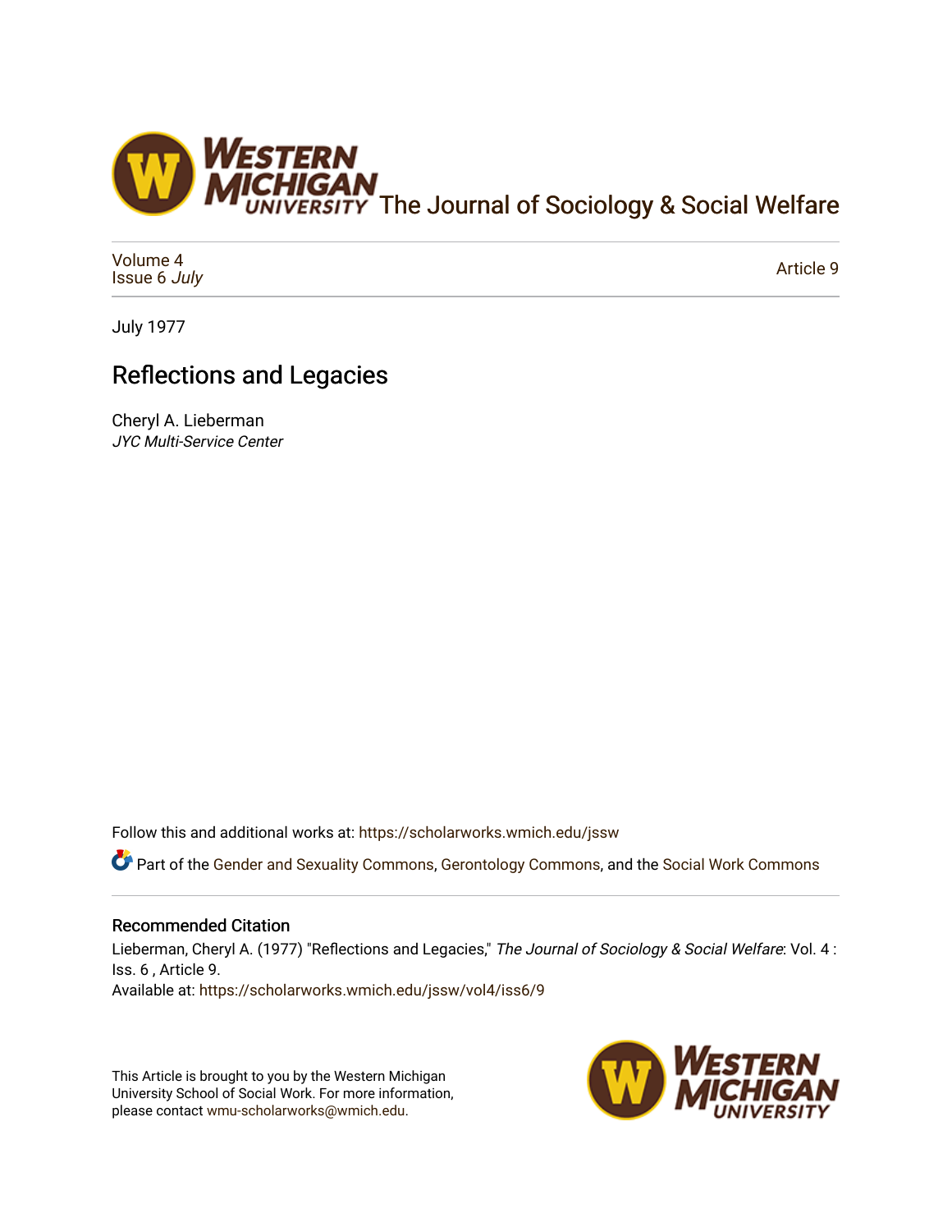The Journal of Sociology & Social Welfare

Volume 4
Issue 6 *July*

Article 9

July 1977

# Reflections and Legacies

Cheryl A. Lieberman
*JYC Multi-Service Center*

Follow this and additional works at: https://scholarworks.wmich.edu/jssw

Part of the Gender and Sexuality Commons, Gerontology Commons, and the Social Work Commons

## Recommended Citation

Lieberman, Cheryl A. (1977) "Reflections and Legacies," *The Journal of Sociology & Social Welfare*: Vol. 4 : Iss. 6 , Article 9.
Available at: https://scholarworks.wmich.edu/jssw/vol4/iss6/9

This Article is brought to you by the Western Michigan University School of Social Work. For more information, please contact wmu-scholarworks@wmich.edu.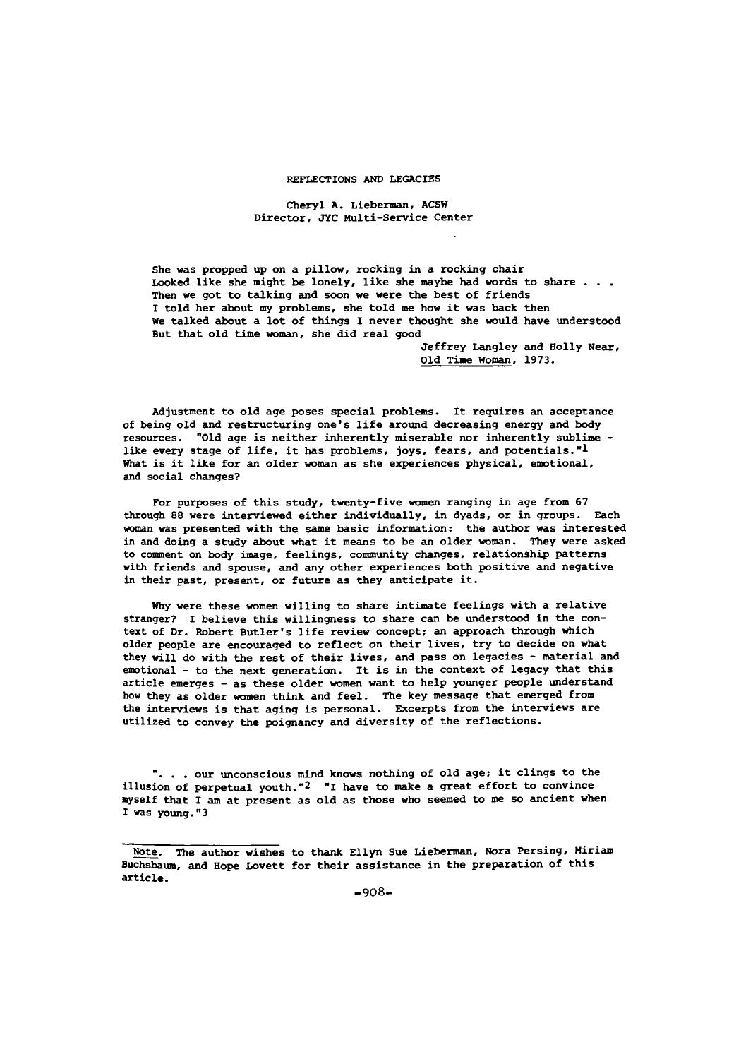# REFLECTIONS AND LEGACIES

Cheryl A. Lieberman, ACSW
Director, JYC Multi-Service Center

> She was propped up on a pillow, rocking in a rocking chair
> Looked like she might be lonely, like she maybe had words to share . . .
> Then we got to talking and soon we were the best of friends
> I told her about my problems, she told me how it was back then
> We talked about a lot of things I never thought she would have understood
> But that old time woman, she did real good
>
> Jeffrey Langley and Holly Near, _Old Time Woman_, 1973.

Adjustment to old age poses special problems. It requires an acceptance of being old and restructuring one's life around decreasing energy and body resources. "Old age is neither inherently miserable nor inherently sublime - like every stage of life, it has problems, joys, fears, and potentials."[1] What is it like for an older woman as she experiences physical, emotional, and social changes?

For purposes of this study, twenty-five women ranging in age from 67 through 88 were interviewed either individually, in dyads, or in groups. Each woman was presented with the same basic information: the author was interested in and doing a study about what it means to be an older woman. They were asked to comment on body image, feelings, community changes, relationship patterns with friends and spouse, and any other experiences both positive and negative in their past, present, or future as they anticipate it.

Why were these women willing to share intimate feelings with a relative stranger? I believe this willingness to share can be understood in the context of Dr. Robert Butler's life review concept; an approach through which older people are encouraged to reflect on their lives, try to decide on what they will do with the rest of their lives, and pass on legacies - material and emotional - to the next generation. It is in the context of legacy that this article emerges - as these older women want to help younger people understand how they as older women think and feel. The key message that emerged from the interviews is that aging is personal. Excerpts from the interviews are utilized to convey the poignancy and diversity of the reflections.

". . . our unconscious mind knows nothing of old age; it clings to the illusion of perpetual youth."[2] "I have to make a great effort to convince myself that I am at present as old as those who seemed to me so ancient when I was young."[3]

---

_Note_. The author wishes to thank Ellyn Sue Lieberman, Nora Persing, Miriam Buchsbaum, and Hope Lovett for their assistance in the preparation of this article.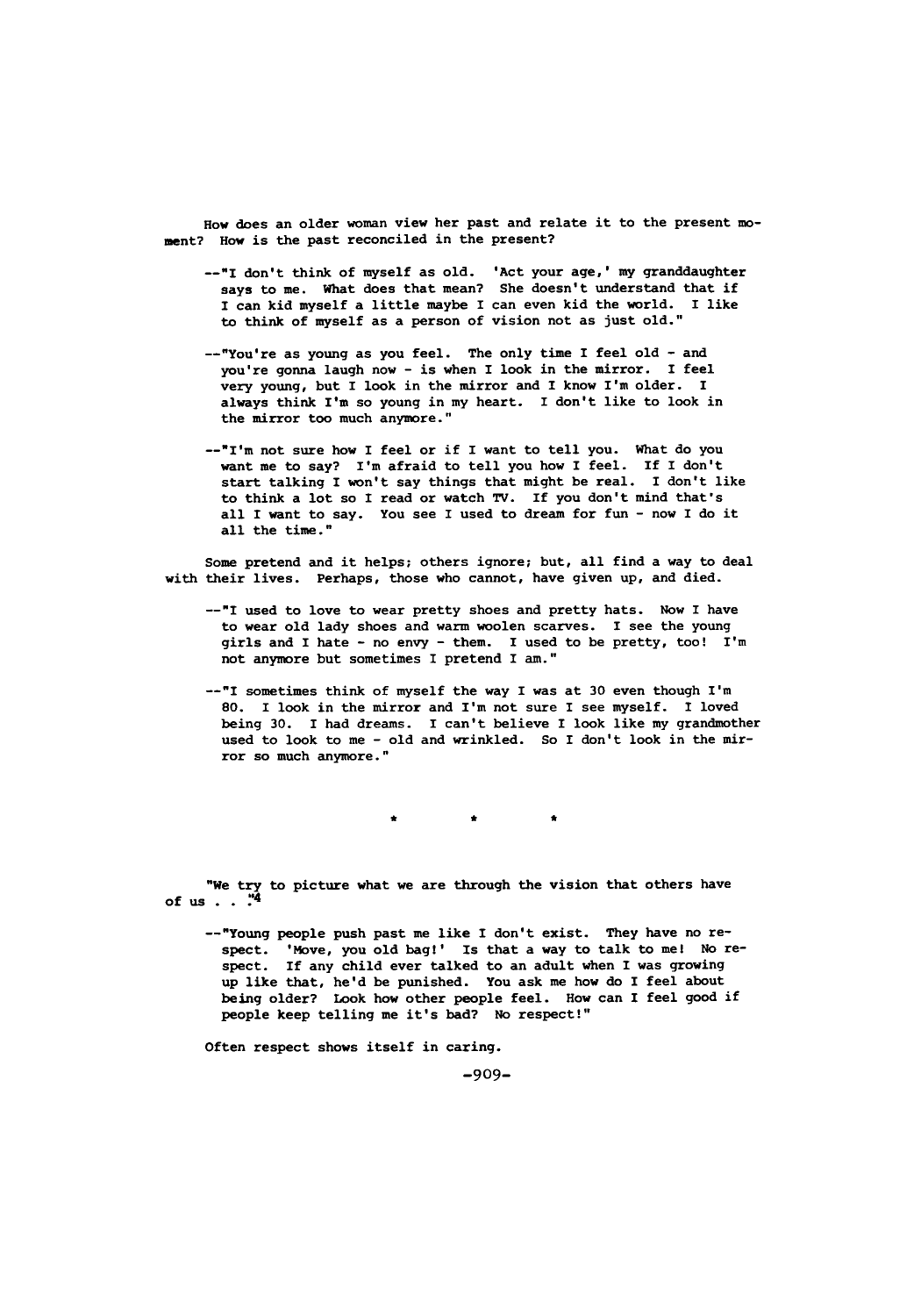How does an older woman view her past and relate it to the present moment? How is the past reconciled in the present?

> --"I don't think of myself as old. 'Act your age,' my granddaughter says to me. What does that mean? She doesn't understand that if I can kid myself a little maybe I can even kid the world. I like to think of myself as a person of vision not as just old."

> --"You're as young as you feel. The only time I feel old - and you're gonna laugh now - is when I look in the mirror. I feel very young, but I look in the mirror and I know I'm older. I always think I'm so young in my heart. I don't like to look in the mirror too much anymore."

> --"I'm not sure how I feel or if I want to tell you. What do you want me to say? I'm afraid to tell you how I feel. If I don't start talking I won't say things that might be real. I don't like to think a lot so I read or watch TV. If you don't mind that's all I want to say. You see I used to dream for fun - now I do it all the time."

Some pretend and it helps; others ignore; but, all find a way to deal with their lives. Perhaps, those who cannot, have given up, and died.

> --"I used to love to wear pretty shoes and pretty hats. Now I have to wear old lady shoes and warm woolen scarves. I see the young girls and I hate - no envy - them. I used to be pretty, too! I'm not anymore but sometimes I pretend I am."

> --"I sometimes think of myself the way I was at 30 even though I'm 80. I look in the mirror and I'm not sure I see myself. I loved being 30. I had dreams. I can't believe I look like my grandmother used to look to me - old and wrinkled. So I don't look in the mirror so much anymore."

\* \* \*

"We try to picture what we are through the vision that others have of us . . ."[4]

> --"Young people push past me like I don't exist. They have no respect. 'Move, you old bag!' Is that a way to talk to me! No respect. If any child ever talked to an adult when I was growing up like that, he'd be punished. You ask me how do I feel about being older? Look how other people feel. How can I feel good if people keep telling me it's bad? No respect!"

Often respect shows itself in caring.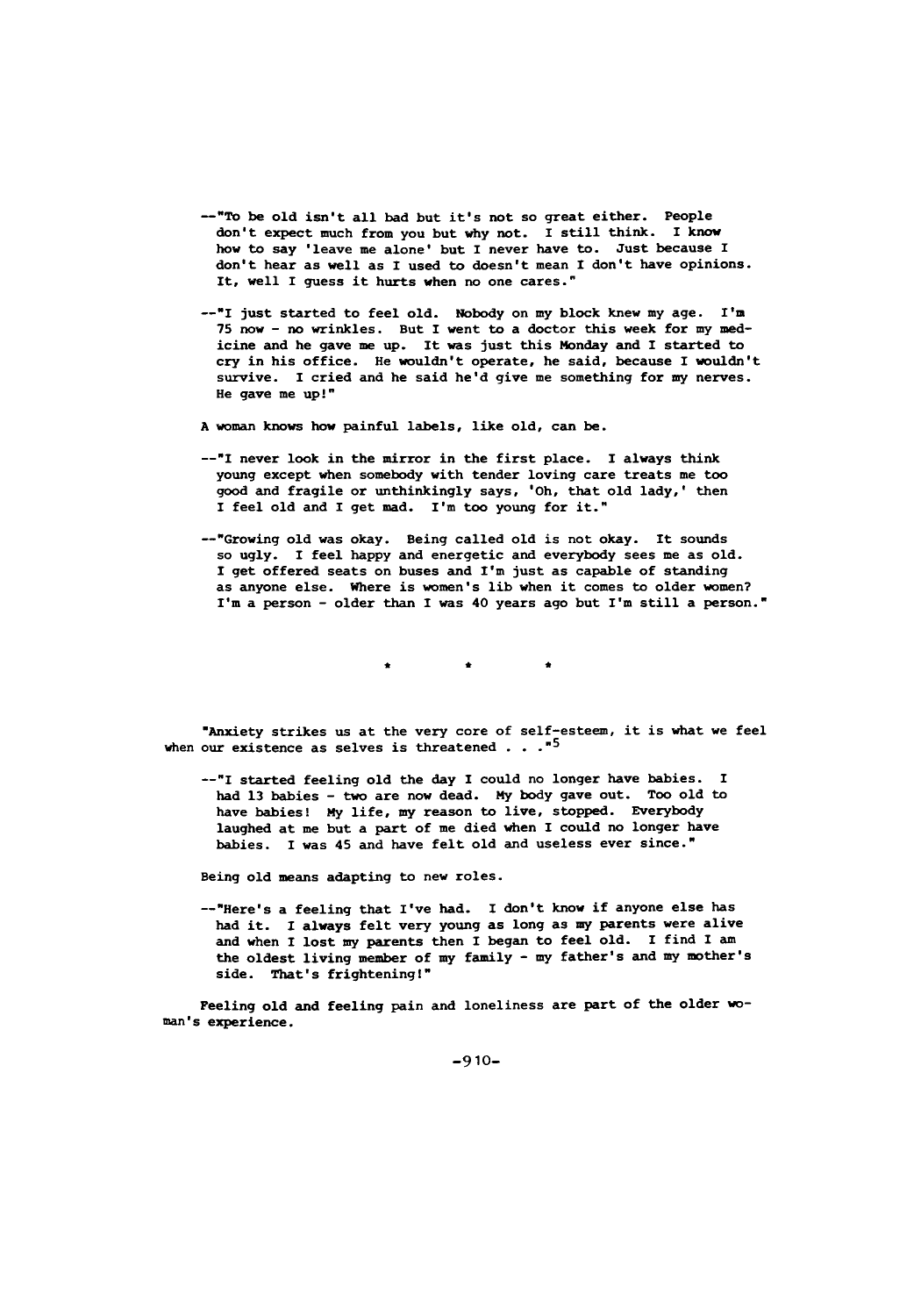--"To be old isn't all bad but it's not so great either. People don't expect much from you but why not. I still think. I know how to say 'leave me alone' but I never have to. Just because I don't hear as well as I used to doesn't mean I don't have opinions. It, well I guess it hurts when no one cares."

--"I just started to feel old. Nobody on my block knew my age. I'm 75 now - no wrinkles. But I went to a doctor this week for my medicine and he gave me up. It was just this Monday and I started to cry in his office. He wouldn't operate, he said, because I wouldn't survive. I cried and he said he'd give me something for my nerves. He gave me up!"

A woman knows how painful labels, like old, can be.

--"I never look in the mirror in the first place. I always think young except when somebody with tender loving care treats me too good and fragile or unthinkingly says, 'Oh, that old lady,' then I feel old and I get mad. I'm too young for it."

--"Growing old was okay. Being called old is not okay. It sounds so ugly. I feel happy and energetic and everybody sees me as old. I get offered seats on buses and I'm just as capable of standing as anyone else. Where is women's lib when it comes to older women? I'm a person - older than I was 40 years ago but I'm still a person."

\* \* \*

"Anxiety strikes us at the very core of self-esteem, it is what we feel when our existence as selves is threatened . . ."[5]

--"I started feeling old the day I could no longer have babies. I had 13 babies - two are now dead. My body gave out. Too old to have babies! My life, my reason to live, stopped. Everybody laughed at me but a part of me died when I could no longer have babies. I was 45 and have felt old and useless ever since."

Being old means adapting to new roles.

--"Here's a feeling that I've had. I don't know if anyone else has had it. I always felt very young as long as my parents were alive and when I lost my parents then I began to feel old. I find I am the oldest living member of my family - my father's and my mother's side. That's frightening!"

Feeling old and feeling pain and loneliness are part of the older woman's experience.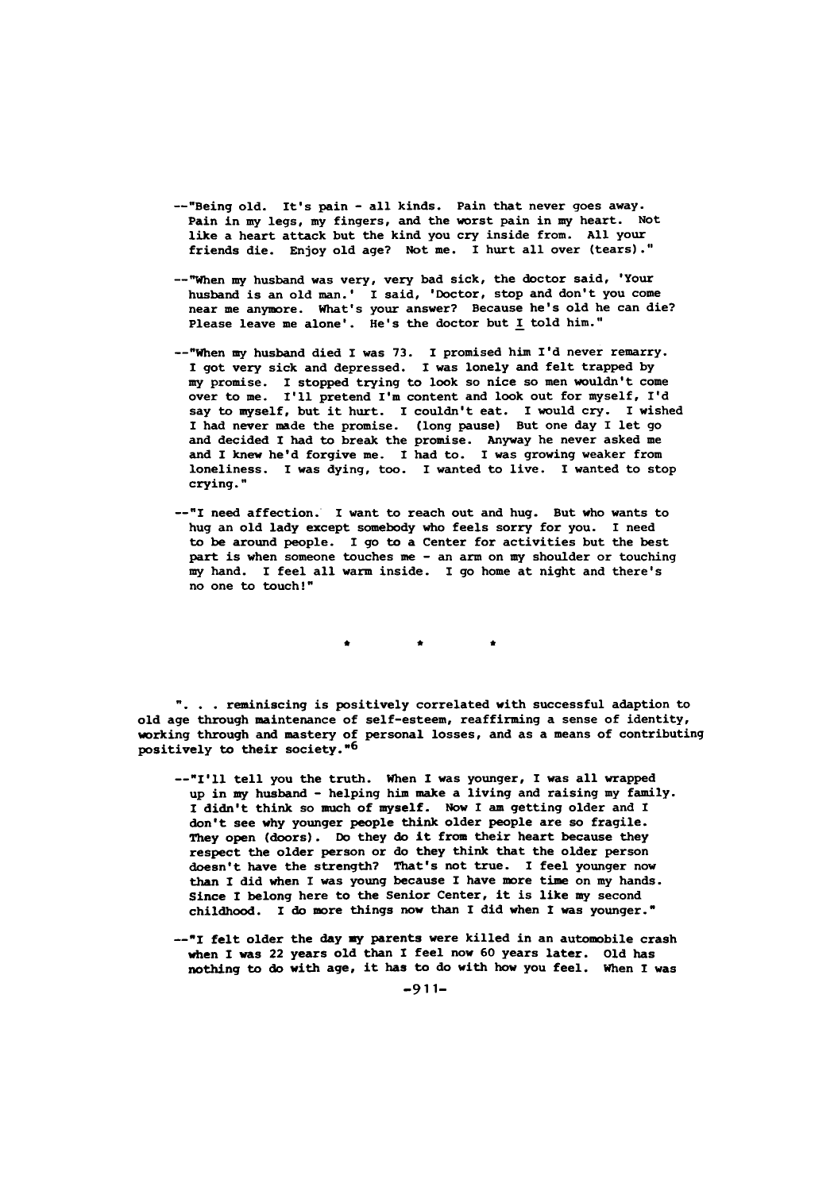--"Being old. It's pain - all kinds. Pain that never goes away. Pain in my legs, my fingers, and the worst pain in my heart. Not like a heart attack but the kind you cry inside from. All your friends die. Enjoy old age? Not me. I hurt all over (tears)."

--"When my husband was very, very bad sick, the doctor said, 'Your husband is an old man.' I said, 'Doctor, stop and don't you come near me anymore. What's your answer? Because he's old he can die? Please leave me alone'. He's the doctor but I told him."

--"When my husband died I was 73. I promised him I'd never remarry. I got very sick and depressed. I was lonely and felt trapped by my promise. I stopped trying to look so nice so men wouldn't come over to me. I'll pretend I'm content and look out for myself, I'd say to myself, but it hurt. I couldn't eat. I would cry. I wished I had never made the promise. (long pause) But one day I let go and decided I had to break the promise. Anyway he never asked me and I knew he'd forgive me. I had to. I was growing weaker from loneliness. I was dying, too. I wanted to live. I wanted to stop crying."

--"I need affection. I want to reach out and hug. But who wants to hug an old lady except somebody who feels sorry for you. I need to be around people. I go to a Center for activities but the best part is when someone touches me - an arm on my shoulder or touching my hand. I feel all warm inside. I go home at night and there's no one to touch!"

\* \* \*

". . . reminiscing is positively correlated with successful adaption to old age through maintenance of self-esteem, reaffirming a sense of identity, working through and mastery of personal losses, and as a means of contributing positively to their society."[6]

--"I'll tell you the truth. When I was younger, I was all wrapped up in my husband - helping him make a living and raising my family. I didn't think so much of myself. Now I am getting older and I don't see why younger people think older people are so fragile. They open (doors). Do they do it from their heart because they respect the older person or do they think that the older person doesn't have the strength? That's not true. I feel younger now than I did when I was young because I have more time on my hands. Since I belong here to the Senior Center, it is like my second childhood. I do more things now than I did when I was younger."

--"I felt older the day my parents were killed in an automobile crash when I was 22 years old than I feel now 60 years later. Old has nothing to do with age, it has to do with how you feel. When I was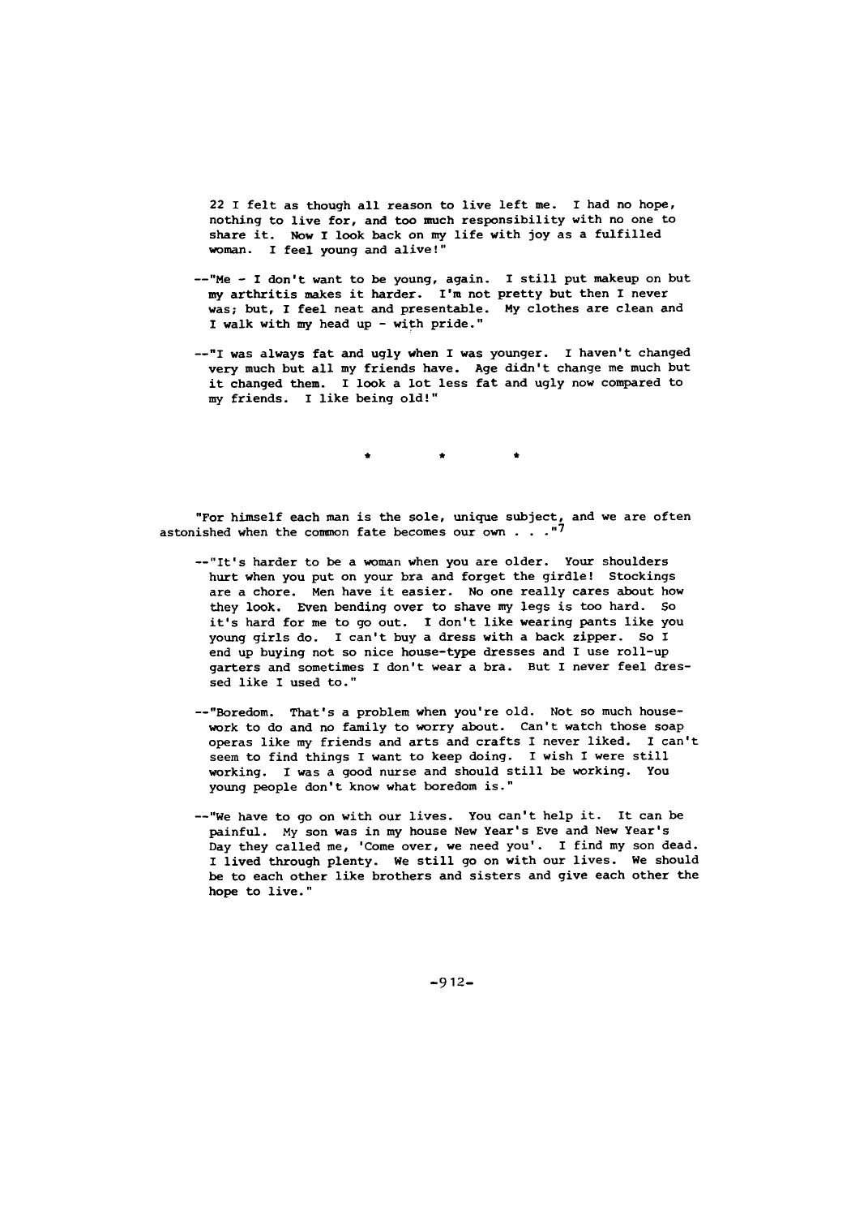22 I felt as though all reason to live left me. I had no hope, nothing to live for, and too much responsibility with no one to share it. Now I look back on my life with joy as a fulfilled woman. I feel young and alive!"

--"Me - I don't want to be young, again. I still put makeup on but my arthritis makes it harder. I'm not pretty but then I never was; but, I feel neat and presentable. My clothes are clean and I walk with my head up - with pride."

--"I was always fat and ugly when I was younger. I haven't changed very much but all my friends have. Age didn't change me much but it changed them. I look a lot less fat and ugly now compared to my friends. I like being old!"

\* \* \*

"For himself each man is the sole, unique subject, and we are often astonished when the common fate becomes our own . . ."[7]

--"It's harder to be a woman when you are older. Your shoulders hurt when you put on your bra and forget the girdle! Stockings are a chore. Men have it easier. No one really cares about how they look. Even bending over to shave my legs is too hard. So it's hard for me to go out. I don't like wearing pants like you young girls do. I can't buy a dress with a back zipper. So I end up buying not so nice house-type dresses and I use roll-up garters and sometimes I don't wear a bra. But I never feel dressed like I used to."

--"Boredom. That's a problem when you're old. Not so much housework to do and no family to worry about. Can't watch those soap operas like my friends and arts and crafts I never liked. I can't seem to find things I want to keep doing. I wish I were still working. I was a good nurse and should still be working. You young people don't know what boredom is."

--"We have to go on with our lives. You can't help it. It can be painful. My son was in my house New Year's Eve and New Year's Day they called me, 'Come over, we need you'. I find my son dead. I lived through plenty. We still go on with our lives. We should be to each other like brothers and sisters and give each other the hope to live."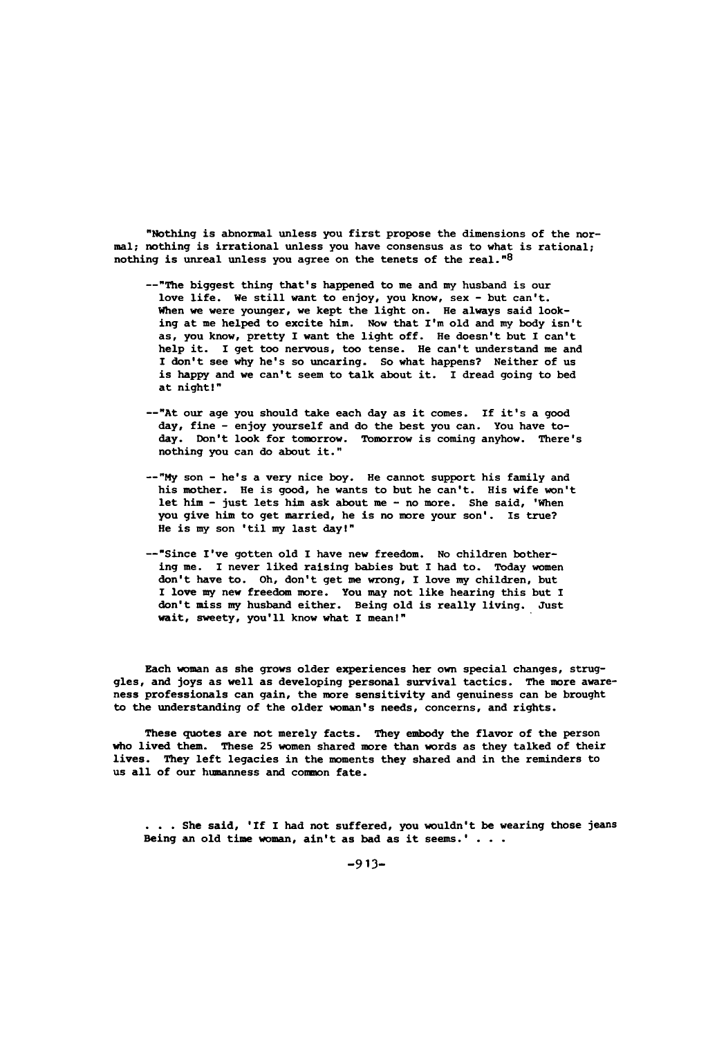"Nothing is abnormal unless you first propose the dimensions of the normal; nothing is irrational unless you have consensus as to what is rational; nothing is unreal unless you agree on the tenets of the real."[8]

--"The biggest thing that's happened to me and my husband is our love life. We still want to enjoy, you know, sex - but can't. When we were younger, we kept the light on. He always said looking at me helped to excite him. Now that I'm old and my body isn't as, you know, pretty I want the light off. He doesn't but I can't help it. I get too nervous, too tense. He can't understand me and I don't see why he's so uncaring. So what happens? Neither of us is happy and we can't seem to talk about it. I dread going to bed at night!"

--"At our age you should take each day as it comes. If it's a good day, fine - enjoy yourself and do the best you can. You have today. Don't look for tomorrow. Tomorrow is coming anyhow. There's nothing you can do about it."

--"My son - he's a very nice boy. He cannot support his family and his mother. He is good, he wants to but he can't. His wife won't let him - just lets him ask about me - no more. She said, 'When you give him to get married, he is no more your son'. Is true? He is my son 'til my last day!"

--"Since I've gotten old I have new freedom. No children bothering me. I never liked raising babies but I had to. Today women don't have to. Oh, don't get me wrong, I love my children, but I love my new freedom more. You may not like hearing this but I don't miss my husband either. Being old is really living. Just wait, sweety, you'll know what I mean!"

Each woman as she grows older experiences her own special changes, struggles, and joys as well as developing personal survival tactics. The more awareness professionals can gain, the more sensitivity and genuiness can be brought to the understanding of the older woman's needs, concerns, and rights.

These quotes are not merely facts. They embody the flavor of the person who lived them. These 25 women shared more than words as they talked of their lives. They left legacies in the moments they shared and in the reminders to us all of our humanness and common fate.

. . . She said, 'If I had not suffered, you wouldn't be wearing those jeans
Being an old time woman, ain't as bad as it seems.' . . .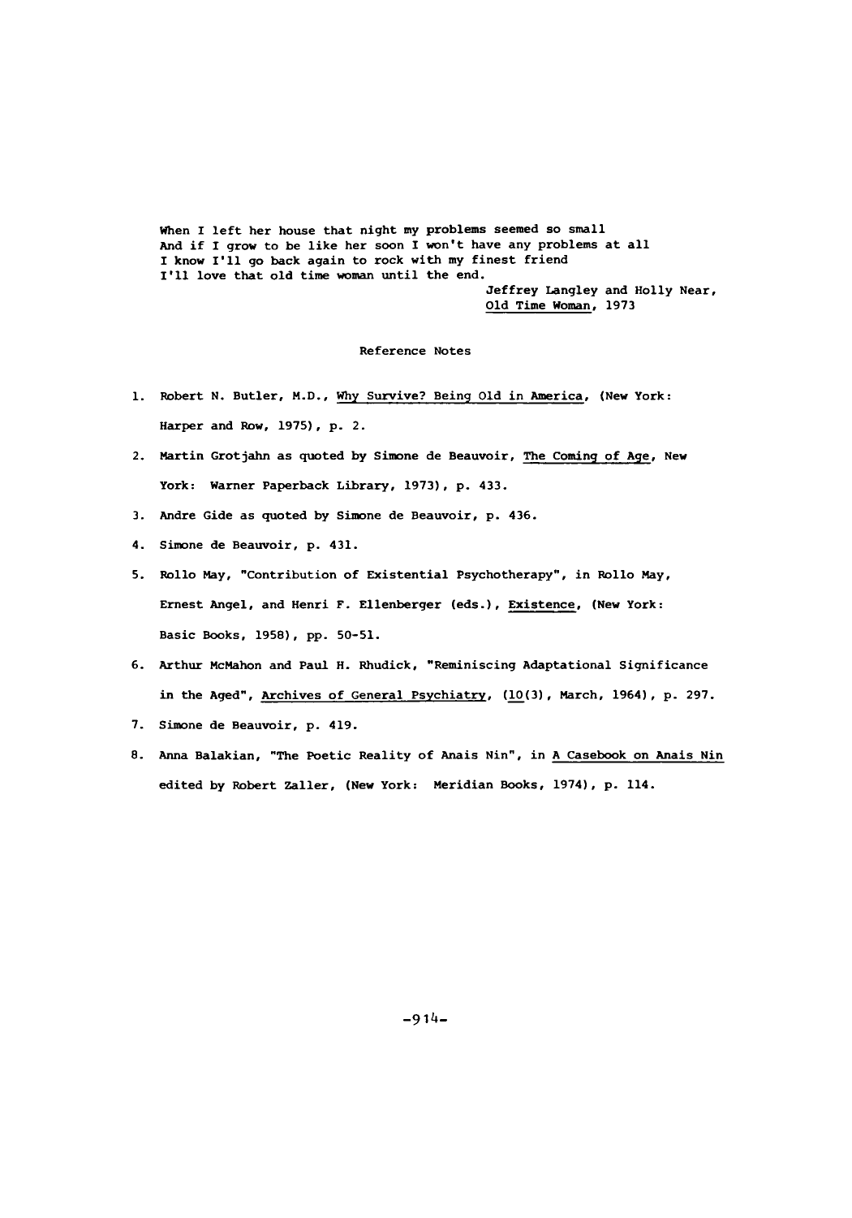When I left her house that night my problems seemed so small
And if I grow to be like her soon I won't have any problems at all
I know I'll go back again to rock with my finest friend
I'll love that old time woman until the end.

Jeffrey Langley and Holly Near,
Old Time Woman, 1973

## Reference Notes

1. Robert N. Butler, M.D., Why Survive? Being Old in America, (New York: Harper and Row, 1975), p. 2.
2. Martin Grotjahn as quoted by Simone de Beauvoir, The Coming of Age, New York: Warner Paperback Library, 1973), p. 433.
3. Andre Gide as quoted by Simone de Beauvoir, p. 436.
4. Simone de Beauvoir, p. 431.
5. Rollo May, "Contribution of Existential Psychotherapy", in Rollo May, Ernest Angel, and Henri F. Ellenberger (eds.), Existence, (New York: Basic Books, 1958), pp. 50-51.
6. Arthur McMahon and Paul H. Rhudick, "Reminiscing Adaptational Significance in the Aged", Archives of General Psychiatry, (10(3), March, 1964), p. 297.
7. Simone de Beauvoir, p. 419.
8. Anna Balakian, "The Poetic Reality of Anais Nin", in A Casebook on Anais Nin edited by Robert Zaller, (New York: Meridian Books, 1974), p. 114.